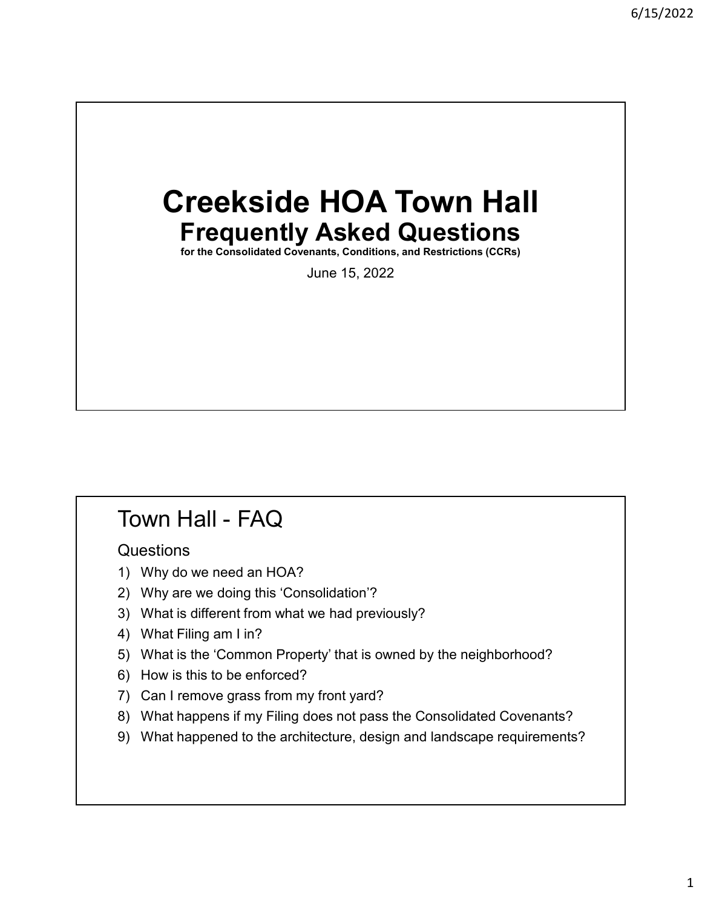# Creekside HOA Town Hall

## Frequently Asked Questions

**for the Consolidated Covenants, Conditions, and Restrictions (CCRs)**

June 15, 2022

## Town Hall - FAQ

Questions

1) Why do we need an HOA?
2) Why are we doing this 'Consolidation'?
3) What is different from what we had previously?
4) What Filing am I in?
5) What is the 'Common Property' that is owned by the neighborhood?
6) How is this to be enforced?
7) Can I remove grass from my front yard?
8) What happens if my Filing does not pass the Consolidated Covenants?
9) What happened to the architecture, design and landscape requirements?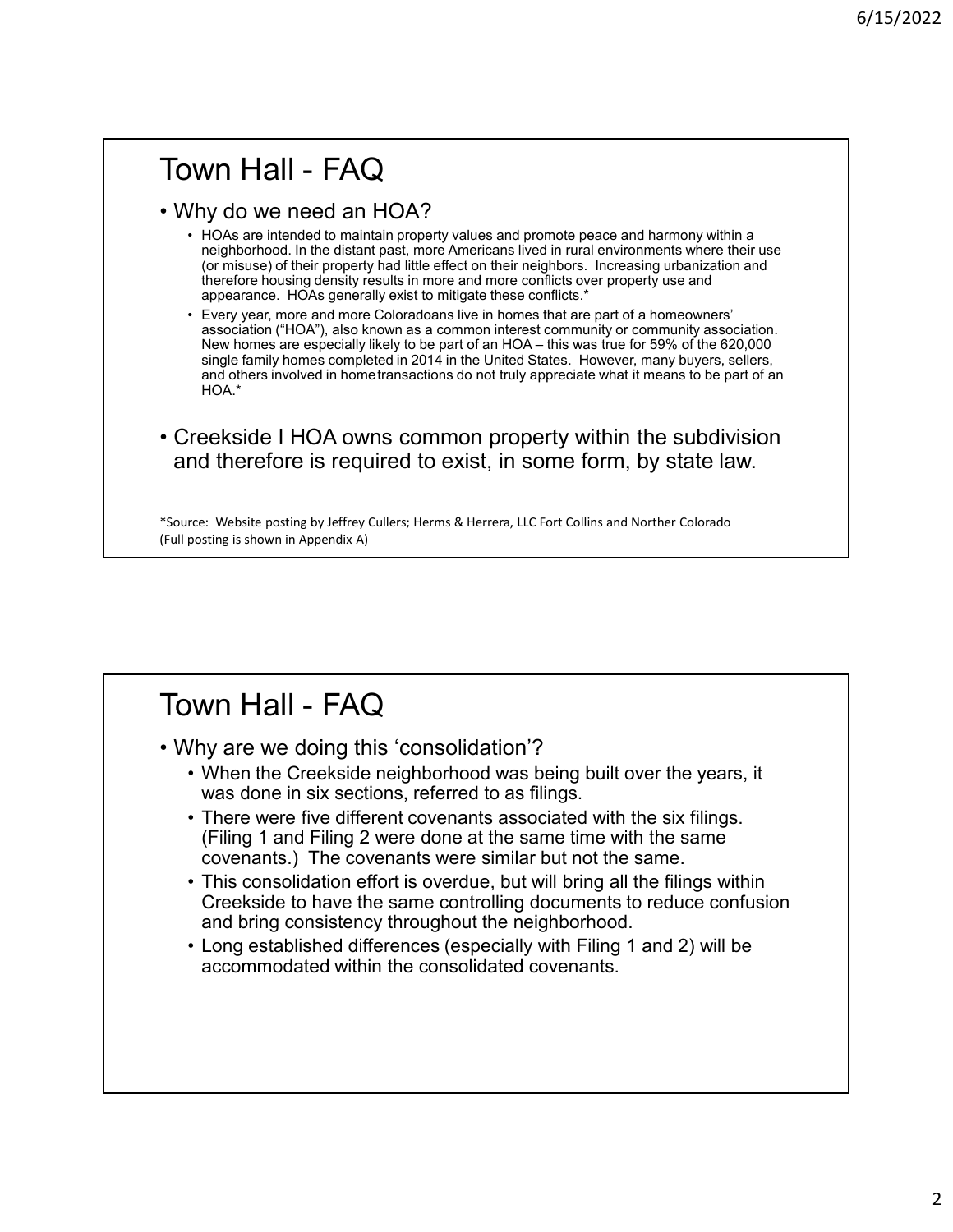## Town Hall - FAQ

- Why do we need an HOA?
  - HOAs are intended to maintain property values and promote peace and harmony within a neighborhood. In the distant past, more Americans lived in rural environments where their use (or misuse) of their property had little effect on their neighbors. Increasing urbanization and therefore housing density results in more and more conflicts over property use and appearance. HOAs generally exist to mitigate these conflicts.*
  - Every year, more and more Coloradoans live in homes that are part of a homeowners' association ("HOA"), also known as a common interest community or community association. New homes are especially likely to be part of an HOA – this was true for 59% of the 620,000 single family homes completed in 2014 in the United States. However, many buyers, sellers, and others involved in hometransactions do not truly appreciate what it means to be part of an HOA.*
- Creekside I HOA owns common property within the subdivision and therefore is required to exist, in some form, by state law.

*Source: Website posting by Jeffrey Cullers; Herms & Herrera, LLC Fort Collins and Norther Colorado
(Full posting is shown in Appendix A)

## Town Hall - FAQ

- Why are we doing this 'consolidation'?
  - When the Creekside neighborhood was being built over the years, it was done in six sections, referred to as filings.
  - There were five different covenants associated with the six filings. (Filing 1 and Filing 2 were done at the same time with the same covenants.) The covenants were similar but not the same.
  - This consolidation effort is overdue, but will bring all the filings within Creekside to have the same controlling documents to reduce confusion and bring consistency throughout the neighborhood.
  - Long established differences (especially with Filing 1 and 2) will be accommodated within the consolidated covenants.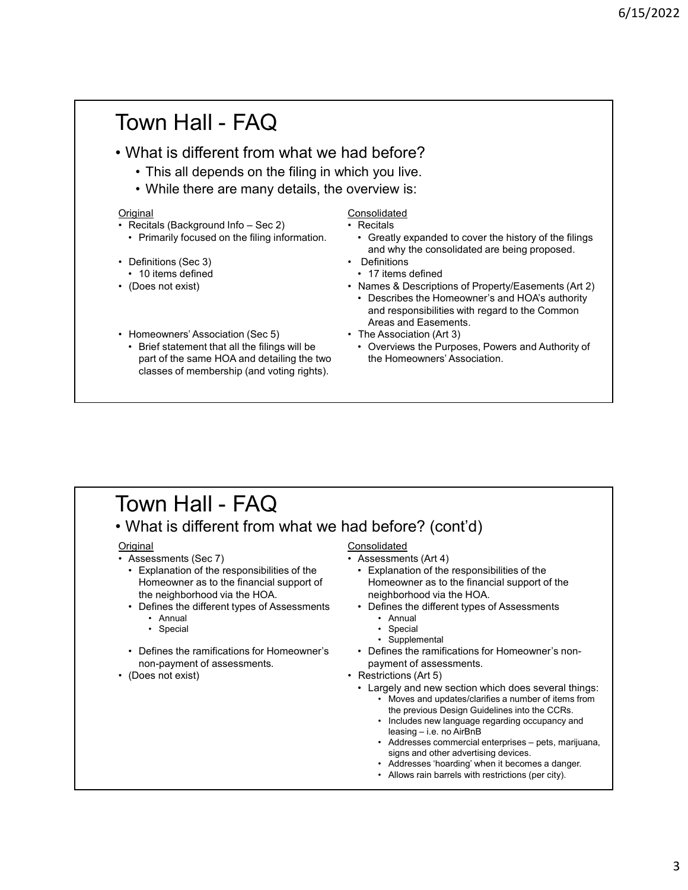# Town Hall - FAQ

- What is different from what we had before?
  - This all depends on the filing in which you live.
  - While there are many details, the overview is:

<u>Original</u>

- Recitals (Background Info – Sec 2)
  - Primarily focused on the filing information.
- Definitions (Sec 3)
  - 10 items defined
- (Does not exist)
- Homeowners' Association (Sec 5)
  - Brief statement that all the filings will be part of the same HOA and detailing the two classes of membership (and voting rights).

<u>Consolidated</u>

- Recitals
  - Greatly expanded to cover the history of the filings and why the consolidated are being proposed.
- Definitions
  - 17 items defined
- Names & Descriptions of Property/Easements (Art 2)
  - Describes the Homeowner's and HOA's authority and responsibilities with regard to the Common Areas and Easements.
- The Association (Art 3)
  - Overviews the Purposes, Powers and Authority of the Homeowners' Association.

# Town Hall - FAQ

- What is different from what we had before? (cont'd)

<u>Original</u>

- Assessments (Sec 7)
  - Explanation of the responsibilities of the Homeowner as to the financial support of the neighborhood via the HOA.
  - Defines the different types of Assessments
    - Annual
    - Special
  - Defines the ramifications for Homeowner's non-payment of assessments.
- (Does not exist)

<u>Consolidated</u>

- Assessments (Art 4)
  - Explanation of the responsibilities of the Homeowner as to the financial support of the neighborhood via the HOA.
  - Defines the different types of Assessments
    - Annual
    - Special
    - Supplemental
  - Defines the ramifications for Homeowner's non-payment of assessments.
- Restrictions (Art 5)
  - Largely and new section which does several things:
    - Moves and updates/clarifies a number of items from the previous Design Guidelines into the CCRs.
    - Includes new language regarding occupancy and leasing – i.e. no AirBnB
    - Addresses commercial enterprises – pets, marijuana, signs and other advertising devices.
    - Addresses 'hoarding' when it becomes a danger.
    - Allows rain barrels with restrictions (per city).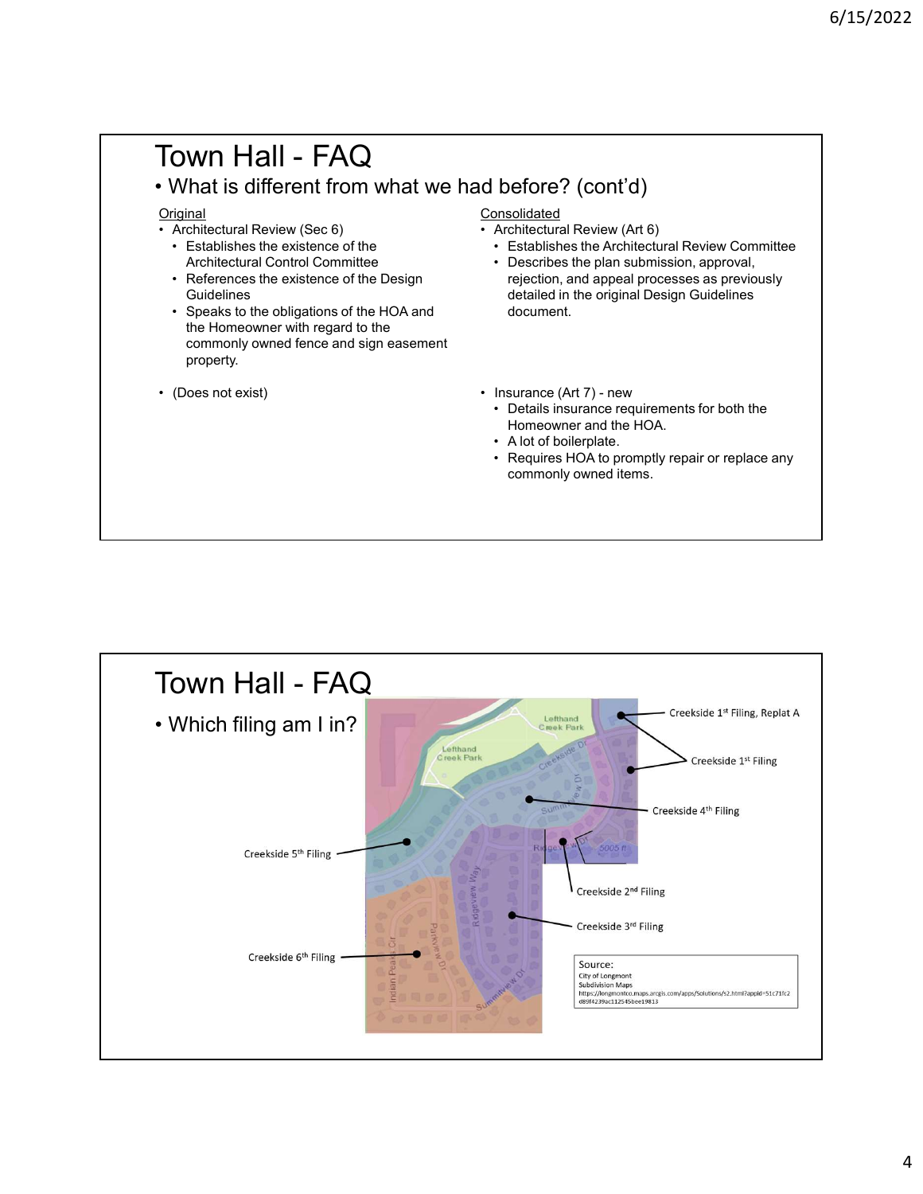# Town Hall - FAQ

- What is different from what we had before? (cont'd)

| Original | Consolidated |
| --- | --- |
| Architectural Review (Sec 6)<br>• Establishes the existence of the Architectural Control Committee<br>• References the existence of the Design Guidelines<br>• Speaks to the obligations of the HOA and the Homeowner with regard to the commonly owned fence and sign easement property. | Architectural Review (Art 6)<br>• Establishes the Architectural Review Committee<br>• Describes the plan submission, approval, rejection, and appeal processes as previously detailed in the original Design Guidelines document. |
| (Does not exist) | Insurance (Art 7) - new<br>• Details insurance requirements for both the Homeowner and the HOA.<br>• A lot of boilerplate.<br>• Requires HOA to promptly repair or replace any commonly owned items. |

# Town Hall - FAQ

- Which filing am I in?

Creekside 1st Filing, Replat A

Creekside 1st Filing

Creekside 4th Filing

Creekside 5th Filing

Creekside 2nd Filing

Creekside 3rd Filing

Creekside 6th Filing

Source:
City of Longmont
Subdivision Maps
https://longmontco.maps.arcgis.com/apps/Solutions/s2.html?appid=51c71fc2d89f4239ac112545bee19813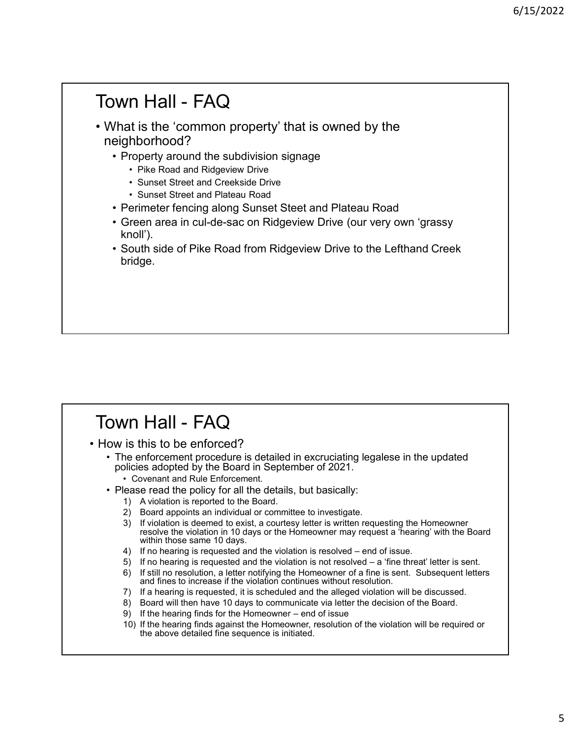## Town Hall - FAQ

- What is the 'common property' that is owned by the neighborhood?
  - Property around the subdivision signage
    - Pike Road and Ridgeview Drive
    - Sunset Street and Creekside Drive
    - Sunset Street and Plateau Road
  - Perimeter fencing along Sunset Steet and Plateau Road
  - Green area in cul-de-sac on Ridgeview Drive (our very own 'grassy knoll').
  - South side of Pike Road from Ridgeview Drive to the Lefthand Creek bridge.

## Town Hall - FAQ

- How is this to be enforced?
  - The enforcement procedure is detailed in excruciating legalese in the updated policies adopted by the Board in September of 2021.
    - Covenant and Rule Enforcement.
  - Please read the policy for all the details, but basically:
    1) A violation is reported to the Board.
    2) Board appoints an individual or committee to investigate.
    3) If violation is deemed to exist, a courtesy letter is written requesting the Homeowner resolve the violation in 10 days or the Homeowner may request a 'hearing' with the Board within those same 10 days.
    4) If no hearing is requested and the violation is resolved – end of issue.
    5) If no hearing is requested and the violation is not resolved – a 'fine threat' letter is sent.
    6) If still no resolution, a letter notifying the Homeowner of a fine is sent. Subsequent letters and fines to increase if the violation continues without resolution.
    7) If a hearing is requested, it is scheduled and the alleged violation will be discussed.
    8) Board will then have 10 days to communicate via letter the decision of the Board.
    9) If the hearing finds for the Homeowner – end of issue
    10) If the hearing finds against the Homeowner, resolution of the violation will be required or the above detailed fine sequence is initiated.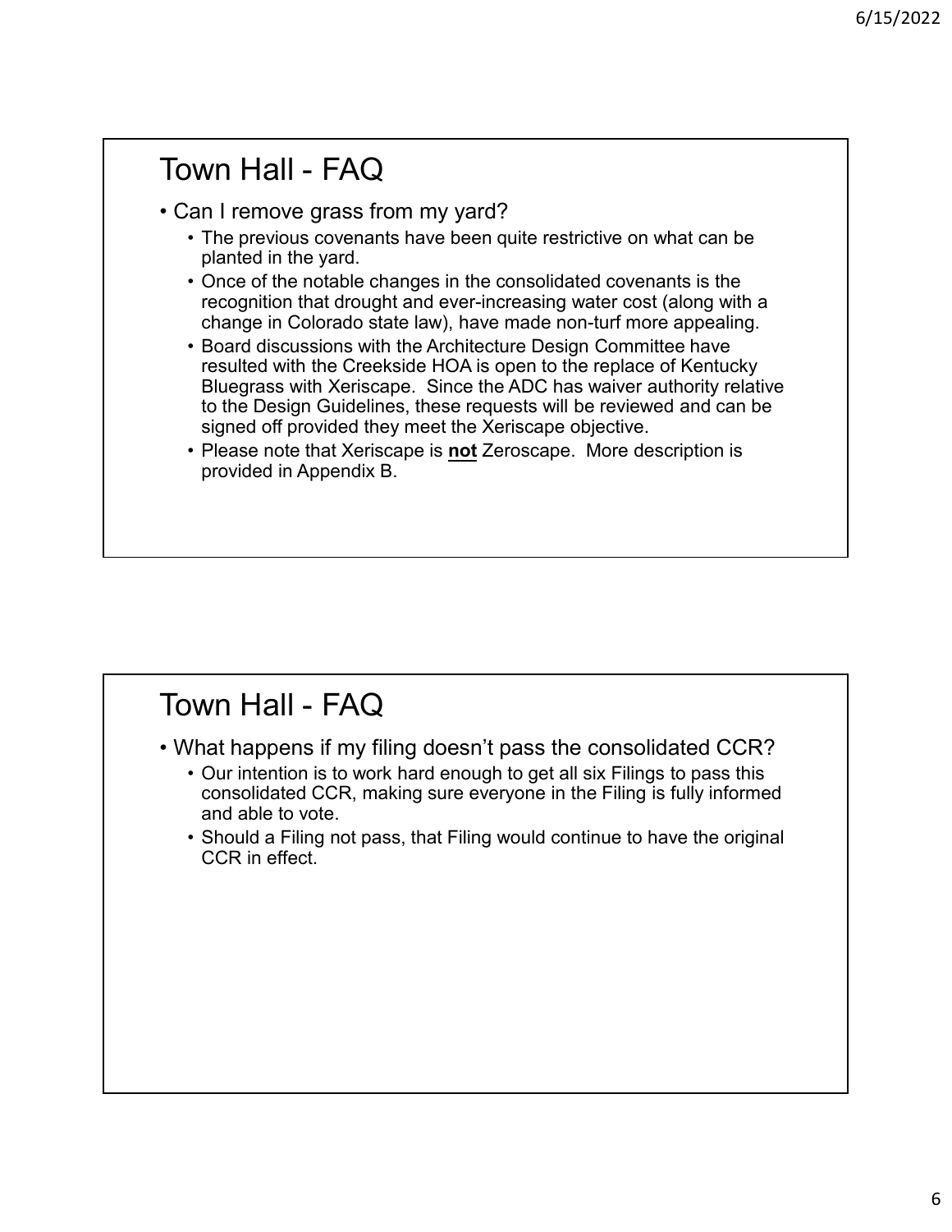## Town Hall - FAQ

- Can I remove grass from my yard?
  - The previous covenants have been quite restrictive on what can be planted in the yard.
  - Once of the notable changes in the consolidated covenants is the recognition that drought and ever-increasing water cost (along with a change in Colorado state law), have made non-turf more appealing.
  - Board discussions with the Architecture Design Committee have resulted with the Creekside HOA is open to the replace of Kentucky Bluegrass with Xeriscape. Since the ADC has waiver authority relative to the Design Guidelines, these requests will be reviewed and can be signed off provided they meet the Xeriscape objective.
  - Please note that Xeriscape is **not** Zeroscape. More description is provided in Appendix B.

## Town Hall - FAQ

- What happens if my filing doesn't pass the consolidated CCR?
  - Our intention is to work hard enough to get all six Filings to pass this consolidated CCR, making sure everyone in the Filing is fully informed and able to vote.
  - Should a Filing not pass, that Filing would continue to have the original CCR in effect.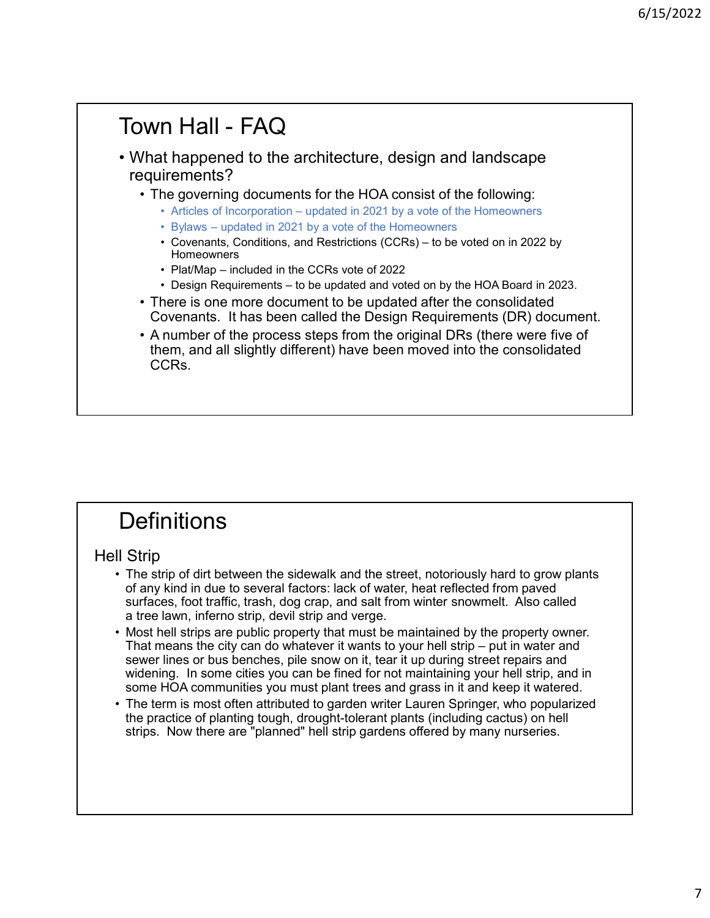## Town Hall - FAQ

- What happened to the architecture, design and landscape requirements?
  - The governing documents for the HOA consist of the following:
    - Articles of Incorporation – updated in 2021 by a vote of the Homeowners
    - Bylaws – updated in 2021 by a vote of the Homeowners
    - Covenants, Conditions, and Restrictions (CCRs) – to be voted on in 2022 by Homeowners
    - Plat/Map – included in the CCRs vote of 2022
    - Design Requirements – to be updated and voted on by the HOA Board in 2023.
  - There is one more document to be updated after the consolidated Covenants. It has been called the Design Requirements (DR) document.
  - A number of the process steps from the original DRs (there were five of them, and all slightly different) have been moved into the consolidated CCRs.

## Definitions

### Hell Strip

- The strip of dirt between the sidewalk and the street, notoriously hard to grow plants of any kind in due to several factors: lack of water, heat reflected from paved surfaces, foot traffic, trash, dog crap, and salt from winter snowmelt. Also called a tree lawn, inferno strip, devil strip and verge.
- Most hell strips are public property that must be maintained by the property owner. That means the city can do whatever it wants to your hell strip – put in water and sewer lines or bus benches, pile snow on it, tear it up during street repairs and widening. In some cities you can be fined for not maintaining your hell strip, and in some HOA communities you must plant trees and grass in it and keep it watered.
- The term is most often attributed to garden writer Lauren Springer, who popularized the practice of planting tough, drought-tolerant plants (including cactus) on hell strips. Now there are "planned" hell strip gardens offered by many nurseries.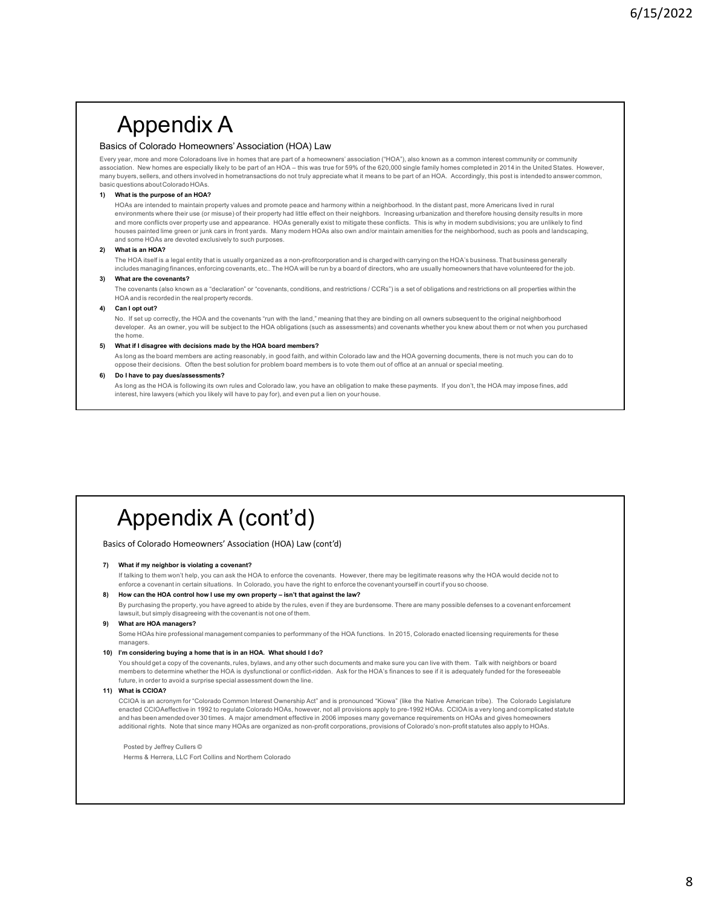# Appendix A

Basics of Colorado Homeowners' Association (HOA) Law

Every year, more and more Coloradoans live in homes that are part of a homeowners' association ("HOA"), also known as a common interest community or community association. New homes are especially likely to be part of an HOA – this was true for 59% of the 620,000 single family homes completed in 2014 in the United States. However, many buyers, sellers, and others involved in hometransactions do not truly appreciate what it means to be part of an HOA. Accordingly, this post is intended to answer common, basic questions about Colorado HOAs.

**1) What is the purpose of an HOA?**

HOAs are intended to maintain property values and promote peace and harmony within a neighborhood. In the distant past, more Americans lived in rural environments where their use (or misuse) of their property had little effect on their neighbors. Increasing urbanization and therefore housing density results in more and more conflicts over property use and appearance. HOAs generally exist to mitigate these conflicts. This is why in modern subdivisions; you are unlikely to find houses painted lime green or junk cars in front yards. Many modern HOAs also own and/or maintain amenities for the neighborhood, such as pools and landscaping, and some HOAs are devoted exclusively to such purposes.

**2) What is an HOA?**

The HOA itself is a legal entity that is usually organized as a non-profitcorporation and is charged with carrying on the HOA's business. That business generally includes managing finances, enforcing covenants, etc.. The HOA will be run by a board of directors, who are usually homeowners that have volunteered for the job.

**3) What are the covenants?**

The covenants (also known as a "declaration" or "covenants, conditions, and restrictions / CCRs") is a set of obligations and restrictions on all properties within the HOA and is recorded in the real property records.

**4) Can I opt out?**

No. If set up correctly, the HOA and the covenants "run with the land," meaning that they are binding on all owners subsequent to the original neighborhood developer. As an owner, you will be subject to the HOA obligations (such as assessments) and covenants whether you knew about them or not when you purchased the home.

**5) What if I disagree with decisions made by the HOA board members?**

As long as the board members are acting reasonably, in good faith, and within Colorado law and the HOA governing documents, there is not much you can do to oppose their decisions. Often the best solution for problem board members is to vote them out of office at an annual or special meeting.

**6) Do I have to pay dues/assessments?**

As long as the HOA is following its own rules and Colorado law, you have an obligation to make these payments. If you don't, the HOA may impose fines, add interest, hire lawyers (which you likely will have to pay for), and even put a lien on your house.

# Appendix A (cont'd)

Basics of Colorado Homeowners' Association (HOA) Law (cont'd)

**7) What if my neighbor is violating a covenant?**

If talking to them won't help, you can ask the HOA to enforce the covenants. However, there may be legitimate reasons why the HOA would decide not to enforce a covenant in certain situations. In Colorado, you have the right to enforce the covenant yourself in court if you so choose.

**8) How can the HOA control how I use my own property – isn't that against the law?**

By purchasing the property, you have agreed to abide by the rules, even if they are burdensome. There are many possible defenses to a covenant enforcement lawsuit, but simply disagreeing with the covenant is not one of them.

**9) What are HOA managers?**

Some HOAs hire professional management companies to performmany of the HOA functions. In 2015, Colorado enacted licensing requirements for these managers.

**10) I'm considering buying a home that is in an HOA. What should I do?**

You should get a copy of the covenants, rules, bylaws, and any other such documents and make sure you can live with them. Talk with neighbors or board members to determine whether the HOA is dysfunctional or conflict-ridden. Ask for the HOA's finances to see if it is adequately funded for the foreseeable future, in order to avoid a surprise special assessment down the line.

**11) What is CCIOA?**

CCIOA is an acronym for "Colorado Common Interest Ownership Act" and is pronounced "Kiowa" (like the Native American tribe). The Colorado Legislature enacted CCIOAeffective in 1992 to regulate Colorado HOAs, however, not all provisions apply to pre-1992 HOAs. CCIOA is a very long and complicated statute and has been amended over 30 times. A major amendment effective in 2006 imposes many governance requirements on HOAs and gives homeowners additional rights. Note that since many HOAs are organized as non-profit corporations, provisions of Colorado's non-profit statutes also apply to HOAs.

Posted by Jeffrey Cullers ©

Herms & Herrera, LLC Fort Collins and Northern Colorado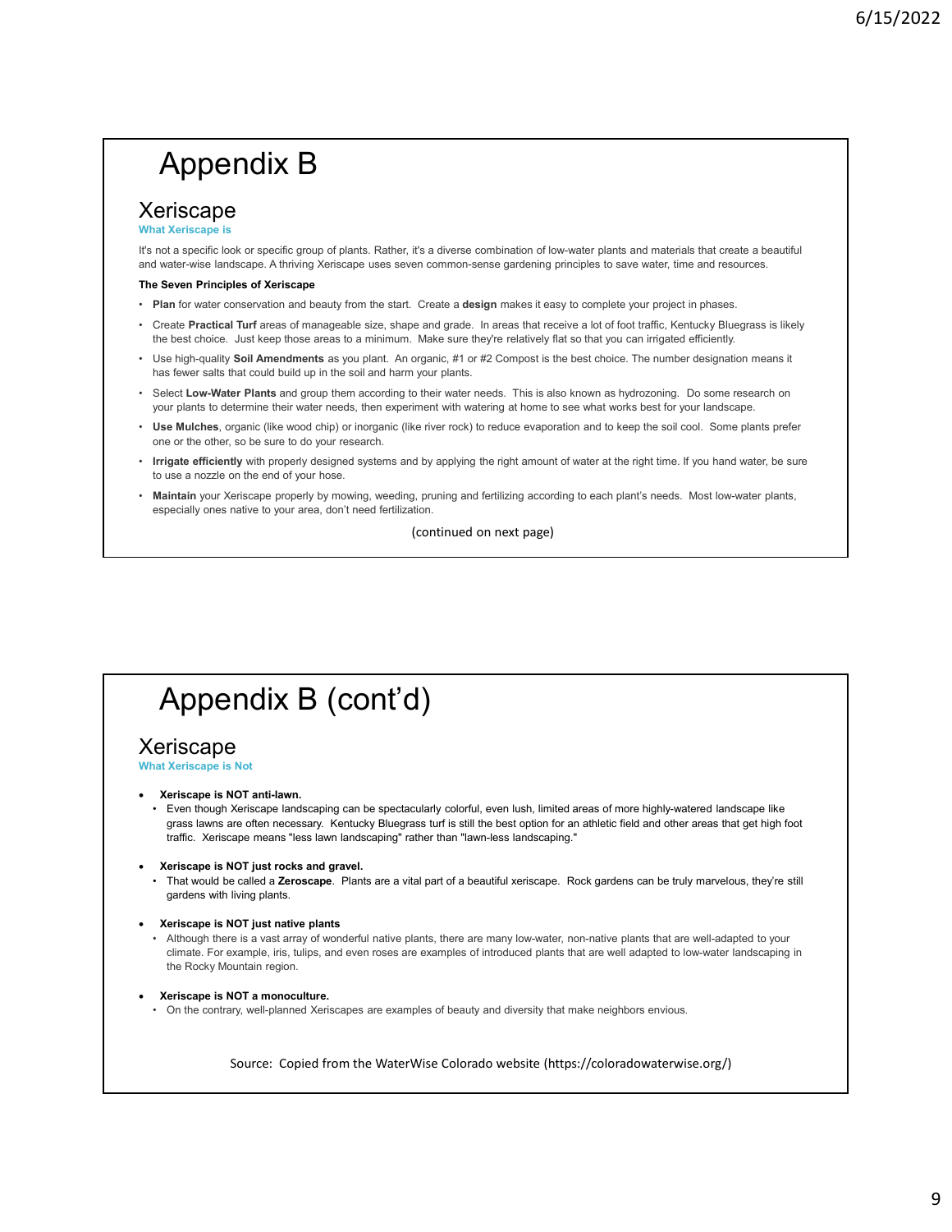# Appendix B

## Xeriscape

**What Xeriscape is**

It's not a specific look or specific group of plants. Rather, it's a diverse combination of low-water plants and materials that create a beautiful and water-wise landscape. A thriving Xeriscape uses seven common-sense gardening principles to save water, time and resources.

**The Seven Principles of Xeriscape**

- **Plan** for water conservation and beauty from the start. Create a **design** makes it easy to complete your project in phases.
- Create **Practical Turf** areas of manageable size, shape and grade. In areas that receive a lot of foot traffic, Kentucky Bluegrass is likely the best choice. Just keep those areas to a minimum. Make sure they're relatively flat so that you can irrigated efficiently.
- Use high-quality **Soil Amendments** as you plant. An organic, #1 or #2 Compost is the best choice. The number designation means it has fewer salts that could build up in the soil and harm your plants.
- Select **Low-Water Plants** and group them according to their water needs. This is also known as hydrozoning. Do some research on your plants to determine their water needs, then experiment with watering at home to see what works best for your landscape.
- **Use Mulches**, organic (like wood chip) or inorganic (like river rock) to reduce evaporation and to keep the soil cool. Some plants prefer one or the other, so be sure to do your research.
- **Irrigate efficiently** with properly designed systems and by applying the right amount of water at the right time. If you hand water, be sure to use a nozzle on the end of your hose.
- **Maintain** your Xeriscape properly by mowing, weeding, pruning and fertilizing according to each plant's needs. Most low-water plants, especially ones native to your area, don't need fertilization.

(continued on next page)

# Appendix B (cont'd)

## Xeriscape

**What Xeriscape is Not**

- **Xeriscape is NOT anti-lawn.**
  - Even though Xeriscape landscaping can be spectacularly colorful, even lush, limited areas of more highly-watered landscape like grass lawns are often necessary. Kentucky Bluegrass turf is still the best option for an athletic field and other areas that get high foot traffic. Xeriscape means "less lawn landscaping" rather than "lawn-less landscaping."
- **Xeriscape is NOT just rocks and gravel.**
  - That would be called a **Zeroscape**. Plants are a vital part of a beautiful xeriscape. Rock gardens can be truly marvelous, they're still gardens with living plants.
- **Xeriscape is NOT just native plants**
  - Although there is a vast array of wonderful native plants, there are many low-water, non-native plants that are well-adapted to your climate. For example, iris, tulips, and even roses are examples of introduced plants that are well adapted to low-water landscaping in the Rocky Mountain region.
- **Xeriscape is NOT a monoculture.**
  - On the contrary, well-planned Xeriscapes are examples of beauty and diversity that make neighbors envious.

Source: Copied from the WaterWise Colorado website (https://coloradowaterwise.org/)